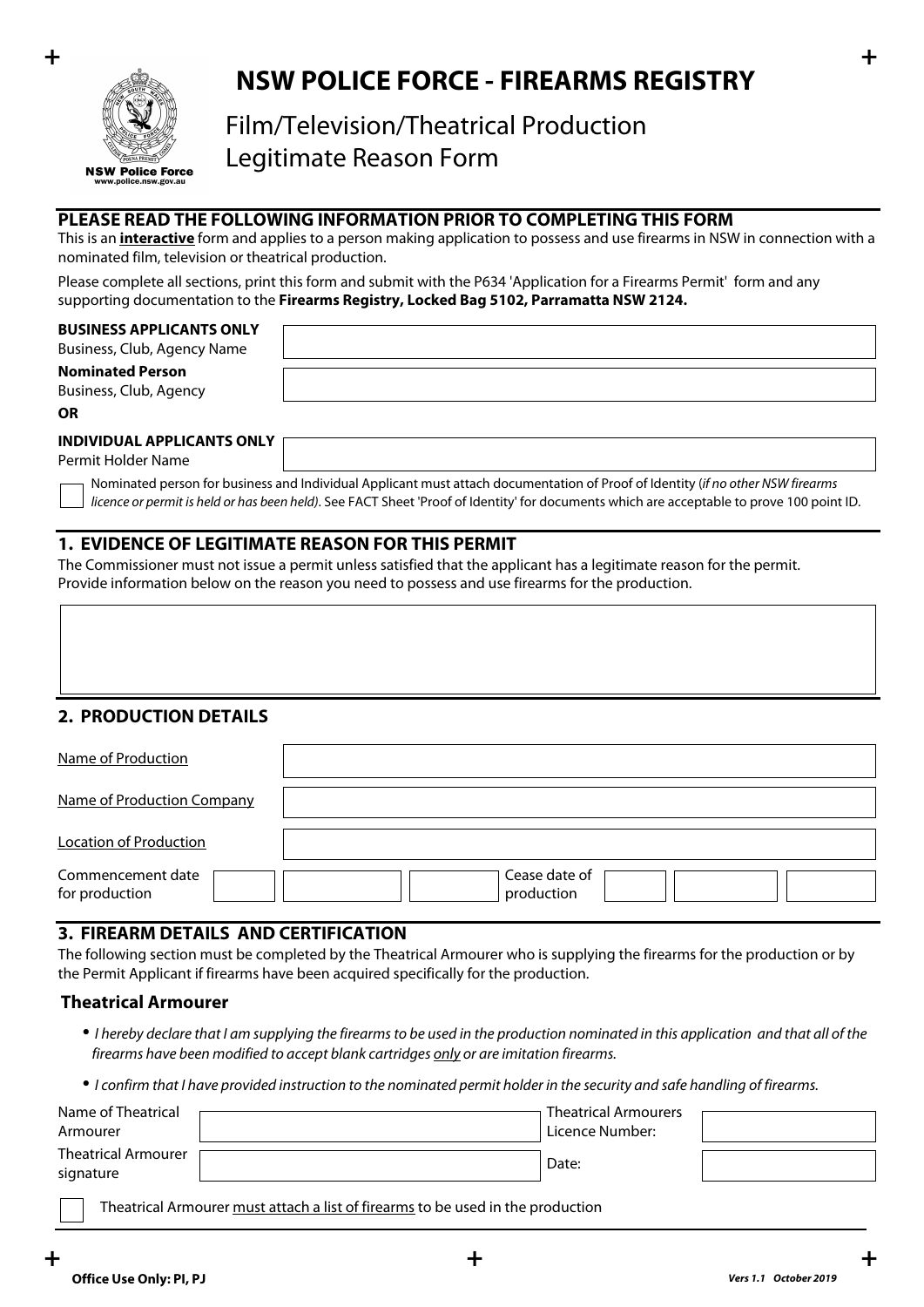# NSW POLICE FORCE - FIREARMS REGISTRY

## Film/Television/Theatrical Production Legitimate Reason Form

NSW Police Force
www.police.nsw.gov.au

### PLEASE READ THE FOLLOWING INFORMATION PRIOR TO COMPLETING THIS FORM

This is an **interactive** form and applies to a person making application to possess and use firearms in NSW in connection with a nominated film, television or theatrical production.

Please complete all sections, print this form and submit with the P634 'Application for a Firearms Permit' form and any supporting documentation to the **Firearms Registry, Locked Bag 5102, Parramatta NSW 2124.**

**BUSINESS APPLICANTS ONLY**
Business, Club, Agency Name: ____________________

**Nominated Person**
Business, Club, Agency: ____________________

**OR**

**INDIVIDUAL APPLICANTS ONLY**
Permit Holder Name: ____________________

☐ Nominated person for business and Individual Applicant must attach documentation of Proof of Identity (*if no other NSW firearms licence or permit is held or has been held)*. See FACT Sheet 'Proof of Identity' for documents which are acceptable to prove 100 point ID.

### 1. EVIDENCE OF LEGITIMATE REASON FOR THIS PERMIT

The Commissioner must not issue a permit unless satisfied that the applicant has a legitimate reason for the permit. Provide information below on the reason you need to possess and use firearms for the production.

____________________

### 2. PRODUCTION DETAILS

Name of Production: ____________________

Name of Production Company: ____________________

Location of Production: ____________________

Commencement date for production: ____ / ____ / ____ Cease date of production: ____ / ____ / ____

### 3. FIREARM DETAILS AND CERTIFICATION

The following section must be completed by the Theatrical Armourer who is supplying the firearms for the production or by the Permit Applicant if firearms have been acquired specifically for the production.

#### Theatrical Armourer

- *I hereby declare that I am supplying the firearms to be used in the production nominated in this application and that all of the firearms have been modified to accept blank cartridges only or are imitation firearms.*
- *I confirm that I have provided instruction to the nominated permit holder in the security and safe handling of firearms.*

Name of Theatrical Armourer: ____________________ Theatrical Armourers Licence Number: ____________________

Theatrical Armourer signature: ____________________ Date: ____________________

☐ Theatrical Armourer must attach a list of firearms to be used in the production

Office Use Only: PI, PJ

*Vers 1.1 October 2019*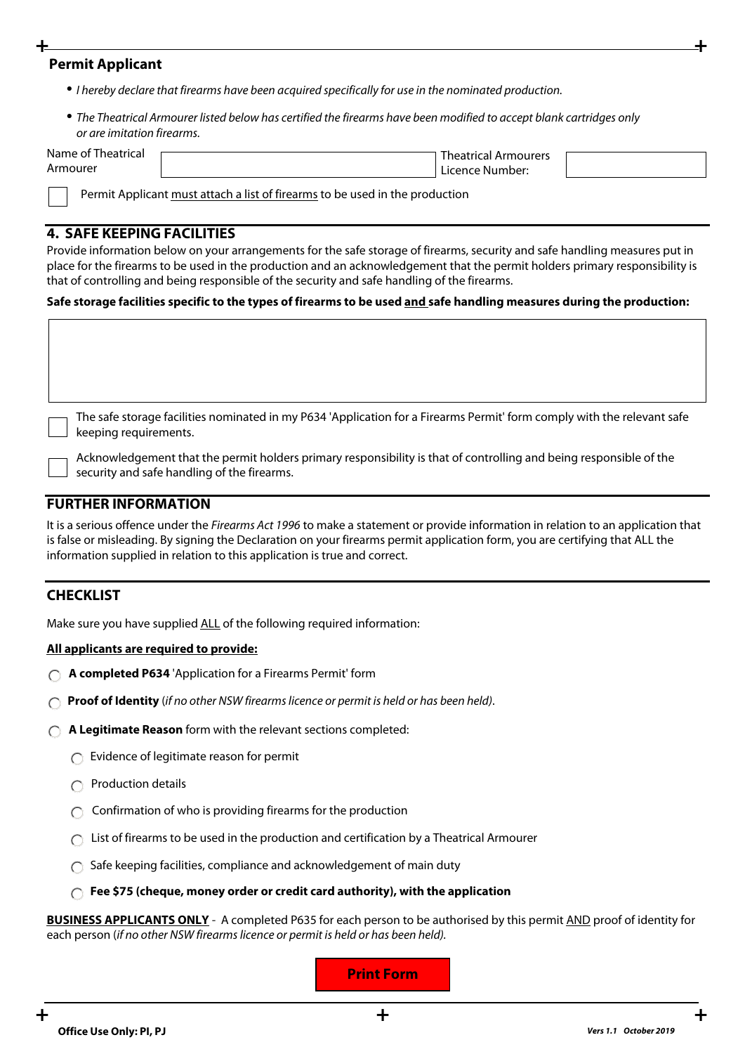### Permit Applicant

- *I hereby declare that firearms have been acquired specifically for use in the nominated production.*
- *The Theatrical Armourer listed below has certified the firearms have been modified to accept blank cartridges only or are imitation firearms.*

| Name of Theatrical Armourer | | Theatrical Armourers Licence Number: | |
|---|---|---|---|

☐ Permit Applicant must attach a list of firearms to be used in the production

## 4. SAFE KEEPING FACILITIES

Provide information below on your arrangements for the safe storage of firearms, security and safe handling measures put in place for the firearms to be used in the production and an acknowledgement that the permit holders primary responsibility is that of controlling and being responsible of the security and safe handling of the firearms.

**Safe storage facilities specific to the types of firearms to be used and safe handling measures during the production:**

☐ The safe storage facilities nominated in my P634 'Application for a Firearms Permit' form comply with the relevant safe keeping requirements.

☐ Acknowledgement that the permit holders primary responsibility is that of controlling and being responsible of the security and safe handling of the firearms.

## FURTHER INFORMATION

It is a serious offence under the *Firearms Act 1996* to make a statement or provide information in relation to an application that is false or misleading. By signing the Declaration on your firearms permit application form, you are certifying that ALL the information supplied in relation to this application is true and correct.

## CHECKLIST

Make sure you have supplied ALL of the following required information:

**All applicants are required to provide:**

- ○ **A completed P634** 'Application for a Firearms Permit' form
- ○ **Proof of Identity** (*if no other NSW firearms licence or permit is held or has been held*).
- ○ **A Legitimate Reason** form with the relevant sections completed:
  - ○ Evidence of legitimate reason for permit
  - ○ Production details
  - ○ Confirmation of who is providing firearms for the production
  - ○ List of firearms to be used in the production and certification by a Theatrical Armourer
  - ○ Safe keeping facilities, compliance and acknowledgement of main duty
  - ○ **Fee $75 (cheque, money order or credit card authority), with the application**

**BUSINESS APPLICANTS ONLY** - A completed P635 for each person to be authorised by this permit AND proof of identity for each person (*if no other NSW firearms licence or permit is held or has been held).*

Print Form

Office Use Only: PI, PJ

*Vers 1.1 October 2019*